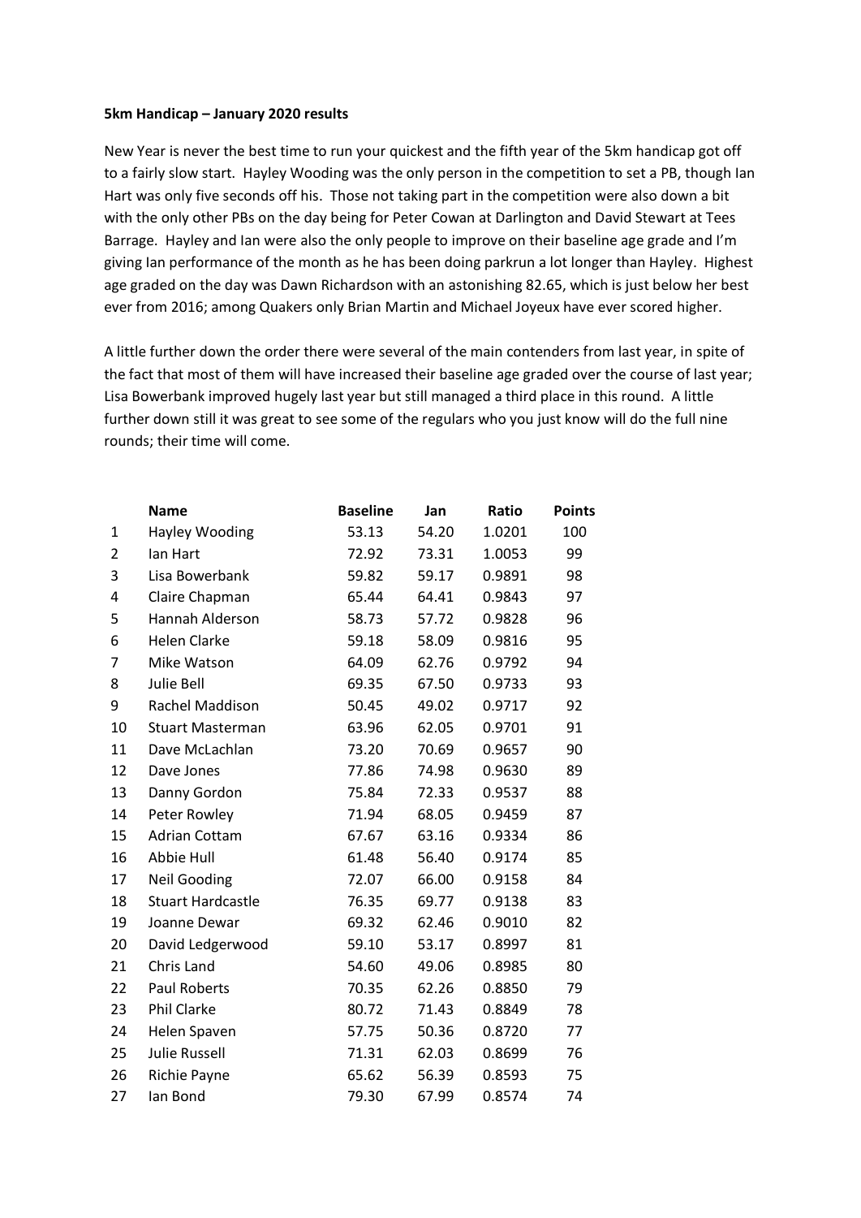**5km Handicap – January 2020 results**

New Year is never the best time to run your quickest and the fifth year of the 5km handicap got off to a fairly slow start. Hayley Wooding was the only person in the competition to set a PB, though Ian Hart was only five seconds off his. Those not taking part in the competition were also down a bit with the only other PBs on the day being for Peter Cowan at Darlington and David Stewart at Tees Barrage. Hayley and Ian were also the only people to improve on their baseline age grade and I'm giving Ian performance of the month as he has been doing parkrun a lot longer than Hayley. Highest age graded on the day was Dawn Richardson with an astonishing 82.65, which is just below her best ever from 2016; among Quakers only Brian Martin and Michael Joyeux have ever scored higher.

A little further down the order there were several of the main contenders from last year, in spite of the fact that most of them will have increased their baseline age graded over the course of last year; Lisa Bowerbank improved hugely last year but still managed a third place in this round. A little further down still it was great to see some of the regulars who you just know will do the full nine rounds; their time will come.

| | Name | Baseline | Jan | Ratio | Points |
|---|---|---|---|---|---|
| 1 | Hayley Wooding | 53.13 | 54.20 | 1.0201 | 100 |
| 2 | Ian Hart | 72.92 | 73.31 | 1.0053 | 99 |
| 3 | Lisa Bowerbank | 59.82 | 59.17 | 0.9891 | 98 |
| 4 | Claire Chapman | 65.44 | 64.41 | 0.9843 | 97 |
| 5 | Hannah Alderson | 58.73 | 57.72 | 0.9828 | 96 |
| 6 | Helen Clarke | 59.18 | 58.09 | 0.9816 | 95 |
| 7 | Mike Watson | 64.09 | 62.76 | 0.9792 | 94 |
| 8 | Julie Bell | 69.35 | 67.50 | 0.9733 | 93 |
| 9 | Rachel Maddison | 50.45 | 49.02 | 0.9717 | 92 |
| 10 | Stuart Masterman | 63.96 | 62.05 | 0.9701 | 91 |
| 11 | Dave McLachlan | 73.20 | 70.69 | 0.9657 | 90 |
| 12 | Dave Jones | 77.86 | 74.98 | 0.9630 | 89 |
| 13 | Danny Gordon | 75.84 | 72.33 | 0.9537 | 88 |
| 14 | Peter Rowley | 71.94 | 68.05 | 0.9459 | 87 |
| 15 | Adrian Cottam | 67.67 | 63.16 | 0.9334 | 86 |
| 16 | Abbie Hull | 61.48 | 56.40 | 0.9174 | 85 |
| 17 | Neil Gooding | 72.07 | 66.00 | 0.9158 | 84 |
| 18 | Stuart Hardcastle | 76.35 | 69.77 | 0.9138 | 83 |
| 19 | Joanne Dewar | 69.32 | 62.46 | 0.9010 | 82 |
| 20 | David Ledgerwood | 59.10 | 53.17 | 0.8997 | 81 |
| 21 | Chris Land | 54.60 | 49.06 | 0.8985 | 80 |
| 22 | Paul Roberts | 70.35 | 62.26 | 0.8850 | 79 |
| 23 | Phil Clarke | 80.72 | 71.43 | 0.8849 | 78 |
| 24 | Helen Spaven | 57.75 | 50.36 | 0.8720 | 77 |
| 25 | Julie Russell | 71.31 | 62.03 | 0.8699 | 76 |
| 26 | Richie Payne | 65.62 | 56.39 | 0.8593 | 75 |
| 27 | Ian Bond | 79.30 | 67.99 | 0.8574 | 74 |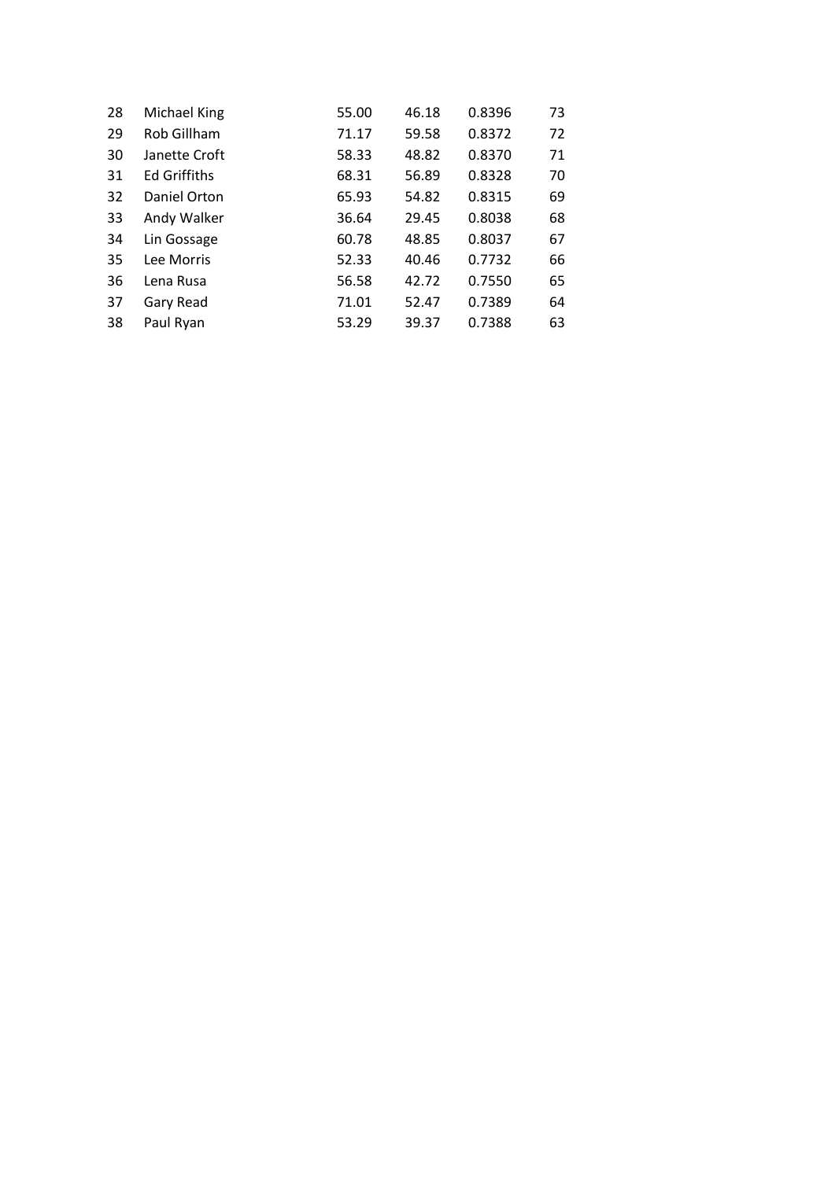| | | | | | |
|---|---|---|---|---|---|
| 28 | Michael King | 55.00 | 46.18 | 0.8396 | 73 |
| 29 | Rob Gillham | 71.17 | 59.58 | 0.8372 | 72 |
| 30 | Janette Croft | 58.33 | 48.82 | 0.8370 | 71 |
| 31 | Ed Griffiths | 68.31 | 56.89 | 0.8328 | 70 |
| 32 | Daniel Orton | 65.93 | 54.82 | 0.8315 | 69 |
| 33 | Andy Walker | 36.64 | 29.45 | 0.8038 | 68 |
| 34 | Lin Gossage | 60.78 | 48.85 | 0.8037 | 67 |
| 35 | Lee Morris | 52.33 | 40.46 | 0.7732 | 66 |
| 36 | Lena Rusa | 56.58 | 42.72 | 0.7550 | 65 |
| 37 | Gary Read | 71.01 | 52.47 | 0.7389 | 64 |
| 38 | Paul Ryan | 53.29 | 39.37 | 0.7388 | 63 |